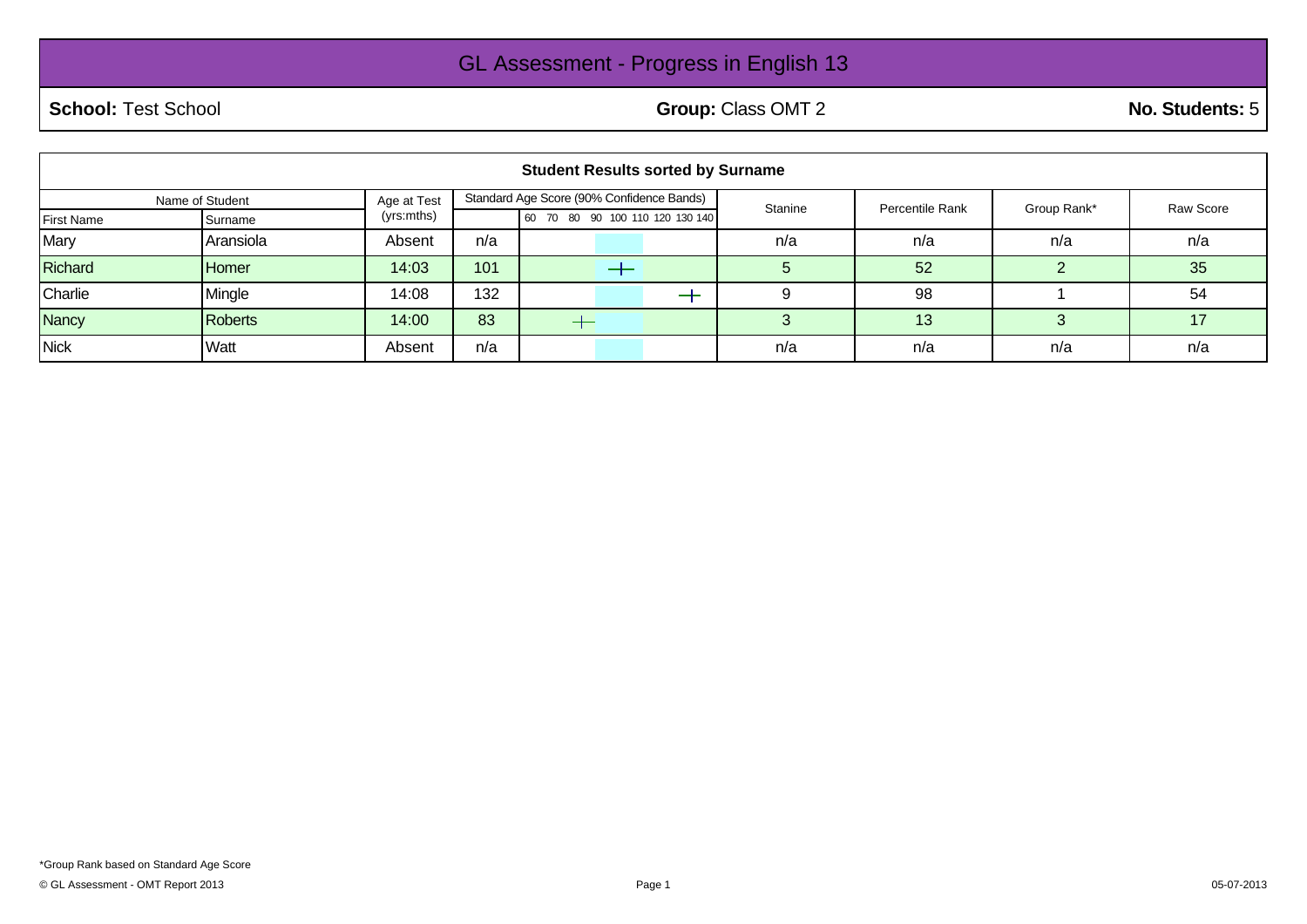# GL Assessment - Progress in English 13

**School:** Test School **Group:** Class OMT 2 **No. Students:** 5

## Student Results sorted by Surname

| Name of Student | | Age at Test (yrs:mths) | Standard Age Score (90% Confidence Bands) | | Stanine | Percentile Rank | Group Rank* | Raw Score |
|---|---|---|---|---|---|---|---|---|
| First Name | Surname | | | 60 70 80 90 100 110 120 130 140 | | | | |
| Mary | Aransiola | Absent | n/a | | n/a | n/a | n/a | n/a |
| Richard | Homer | 14:03 | 101 | | 5 | 52 | 2 | 35 |
| Charlie | Mingle | 14:08 | 132 | | 9 | 98 | 1 | 54 |
| Nancy | Roberts | 14:00 | 83 | | 3 | 13 | 3 | 17 |
| Nick | Watt | Absent | n/a | | n/a | n/a | n/a | n/a |

*Group Rank based on Standard Age Score

© GL Assessment - OMT Report 2013

05-07-2013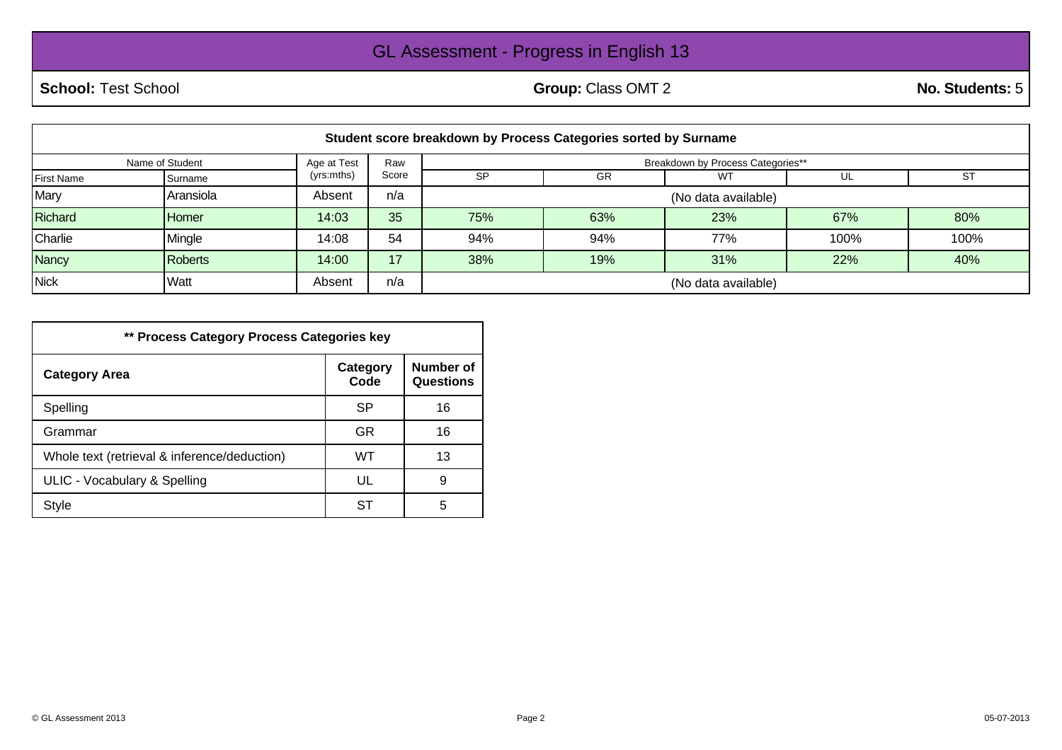# GL Assessment - Progress in English 13

**School:** Test School **Group:** Class OMT 2 **No. Students:** 5

## Student score breakdown by Process Categories sorted by Surname

| Name of Student | | Age at Test (yrs:mths) | Raw Score | Breakdown by Process Categories** | | | | |
|---|---|---|---|---|---|---|---|---|
| First Name | Surname | | | SP | GR | WT | UL | ST |
| Mary | Aransiola | Absent | n/a | (No data available) | | | | |
| Richard | Homer | 14:03 | 35 | 75% | 63% | 23% | 67% | 80% |
| Charlie | Mingle | 14:08 | 54 | 94% | 94% | 77% | 100% | 100% |
| Nancy | Roberts | 14:00 | 17 | 38% | 19% | 31% | 22% | 40% |
| Nick | Watt | Absent | n/a | (No data available) | | | | |

## ** Process Category Process Categories key

| Category Area | Category Code | Number of Questions |
|---|---|---|
| Spelling | SP | 16 |
| Grammar | GR | 16 |
| Whole text (retrieval & inference/deduction) | WT | 13 |
| ULIC - Vocabulary & Spelling | UL | 9 |
| Style | ST | 5 |

© GL Assessment 2013 05-07-2013